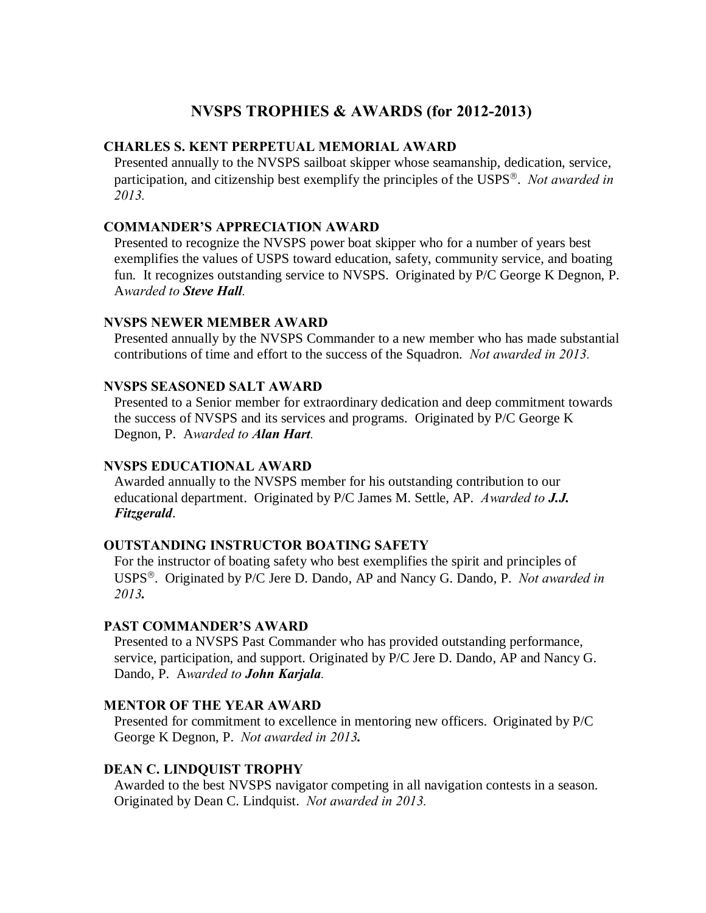# NVSPS TROPHIES & AWARDS (for 2012-2013)

### CHARLES S. KENT PERPETUAL MEMORIAL AWARD

Presented annually to the NVSPS sailboat skipper whose seamanship, dedication, service, participation, and citizenship best exemplify the principles of the USPS®. *Not awarded in 2013.*

### COMMANDER'S APPRECIATION AWARD

Presented to recognize the NVSPS power boat skipper who for a number of years best exemplifies the values of USPS toward education, safety, community service, and boating fun. It recognizes outstanding service to NVSPS. Originated by P/C George K Degnon, P. A*warded to* ***Steve Hall****.*

### NVSPS NEWER MEMBER AWARD

Presented annually by the NVSPS Commander to a new member who has made substantial contributions of time and effort to the success of the Squadron. *Not awarded in 2013.*

### NVSPS SEASONED SALT AWARD

Presented to a Senior member for extraordinary dedication and deep commitment towards the success of NVSPS and its services and programs. Originated by P/C George K Degnon, P. A*warded to* ***Alan Hart****.*

### NVSPS EDUCATIONAL AWARD

Awarded annually to the NVSPS member for his outstanding contribution to our educational department. Originated by P/C James M. Settle, AP. *Awarded to* ***J.J. Fitzgerald****.*

### OUTSTANDING INSTRUCTOR BOATING SAFETY

For the instructor of boating safety who best exemplifies the spirit and principles of USPS®. Originated by P/C Jere D. Dando, AP and Nancy G. Dando, P. *Not awarded in 2013.*

### PAST COMMANDER'S AWARD

Presented to a NVSPS Past Commander who has provided outstanding performance, service, participation, and support. Originated by P/C Jere D. Dando, AP and Nancy G. Dando, P. A*warded to* ***John Karjala****.*

### MENTOR OF THE YEAR AWARD

Presented for commitment to excellence in mentoring new officers. Originated by P/C George K Degnon, P. *Not awarded in 2013.*

### DEAN C. LINDQUIST TROPHY

Awarded to the best NVSPS navigator competing in all navigation contests in a season. Originated by Dean C. Lindquist. *Not awarded in 2013.*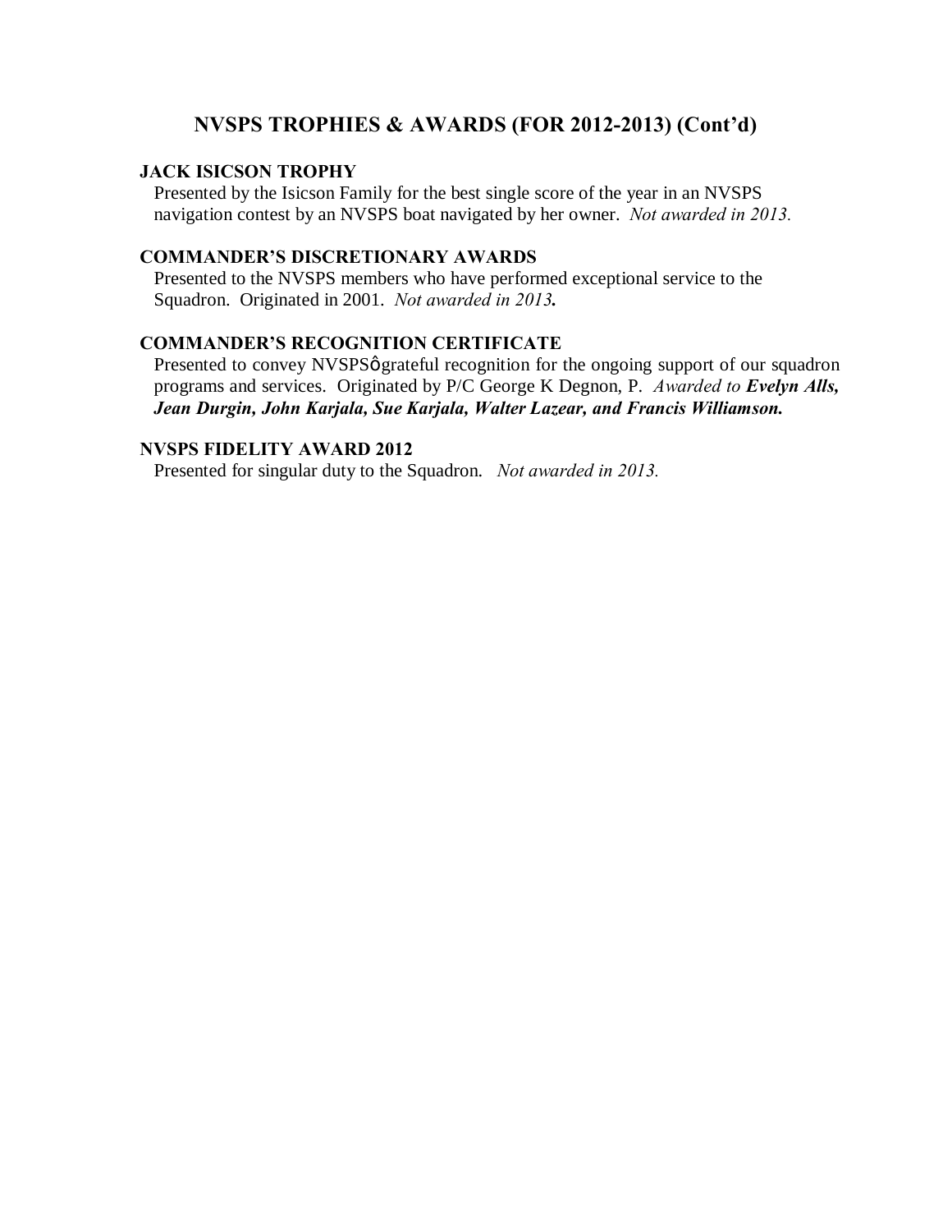## NVSPS TROPHIES & AWARDS (FOR 2012-2013) (Cont'd)

### JACK ISICSON TROPHY

Presented by the Isicson Family for the best single score of the year in an NVSPS navigation contest by an NVSPS boat navigated by her owner. *Not awarded in 2013.*

### COMMANDER'S DISCRETIONARY AWARDS

Presented to the NVSPS members who have performed exceptional service to the Squadron. Originated in 2001. *Not awarded in 2013.*

### COMMANDER'S RECOGNITION CERTIFICATE

Presented to convey NVSPSǿgrateful recognition for the ongoing support of our squadron programs and services. Originated by P/C George K Degnon, P. *Awarded to **Evelyn Alls, Jean Durgin, John Karjala, Sue Karjala, Walter Lazear, and Francis Williamson.***

### NVSPS FIDELITY AWARD 2012

Presented for singular duty to the Squadron. *Not awarded in 2013.*